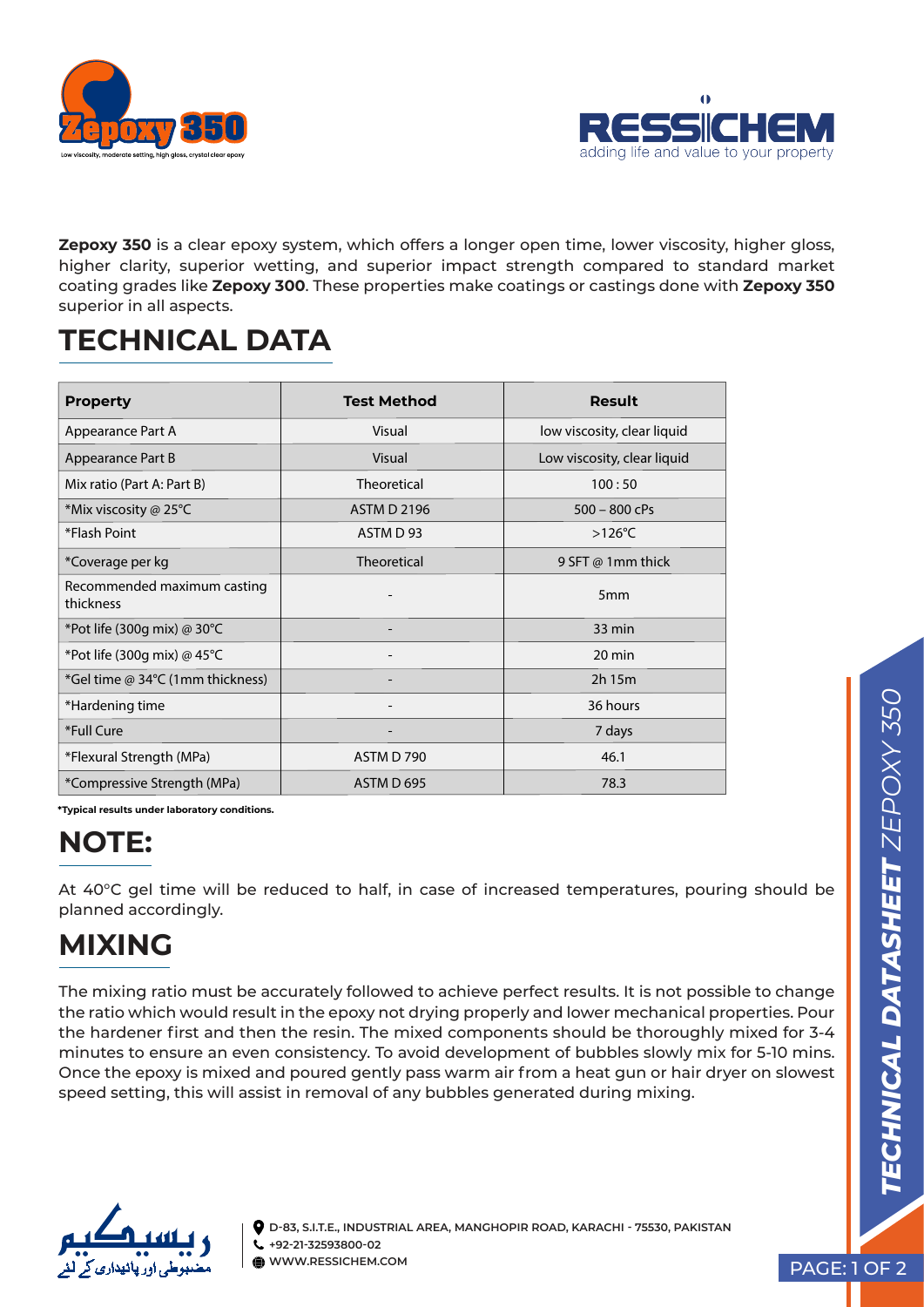**Zepoxy 350** is a clear epoxy system, which offers a longer open time, lower viscosity, higher gloss, higher clarity, superior wetting, and superior impact strength compared to standard market coating grades like **Zepoxy 300**. These properties make coatings or castings done with **Zepoxy 350** superior in all aspects.

# TECHNICAL DATA

| Property | Test Method | Result |
|---|---|---|
| Appearance Part A | Visual | low viscosity, clear liquid |
| Appearance Part B | Visual | Low viscosity, clear liquid |
| Mix ratio (Part A: Part B) | Theoretical | 100 : 50 |
| *Mix viscosity @ 25°C | ASTM D 2196 | 500 – 800 cPs |
| *Flash Point | ASTM D 93 | >126°C |
| *Coverage per kg | Theoretical | 9 SFT @ 1mm thick |
| Recommended maximum casting thickness | - | 5mm |
| *Pot life (300g mix) @ 30°C | - | 33 min |
| *Pot life (300g mix) @ 45°C | - | 20 min |
| *Gel time @ 34°C (1mm thickness) | - | 2h 15m |
| *Hardening time | - | 36 hours |
| *Full Cure | - | 7 days |
| *Flexural Strength (MPa) | ASTM D 790 | 46.1 |
| *Compressive Strength (MPa) | ASTM D 695 | 78.3 |

**\*Typical results under laboratory conditions.**

# NOTE:

At 40°C gel time will be reduced to half, in case of increased temperatures, pouring should be planned accordingly.

# MIXING

The mixing ratio must be accurately followed to achieve perfect results. It is not possible to change the ratio which would result in the epoxy not drying properly and lower mechanical properties. Pour the hardener first and then the resin. The mixed components should be thoroughly mixed for 3-4 minutes to ensure an even consistency. To avoid development of bubbles slowly mix for 5-10 mins. Once the epoxy is mixed and poured gently pass warm air from a heat gun or hair dryer on slowest speed setting, this will assist in removal of any bubbles generated during mixing.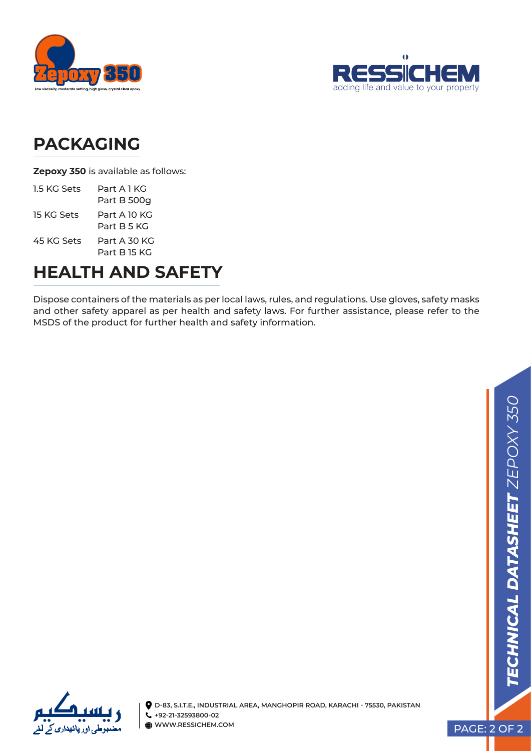## PACKAGING

**Zepoxy 350** is available as follows:

| | |
|---|---|
| 1.5 KG Sets | Part A 1 KG<br>Part B 500g |
| 15 KG Sets | Part A 10 KG<br>Part B 5 KG |
| 45 KG Sets | Part A 30 KG<br>Part B 15 KG |

## HEALTH AND SAFETY

Dispose containers of the materials as per local laws, rules, and regulations. Use gloves, safety masks and other safety apparel as per health and safety laws. For further assistance, please refer to the MSDS of the product for further health and safety information.